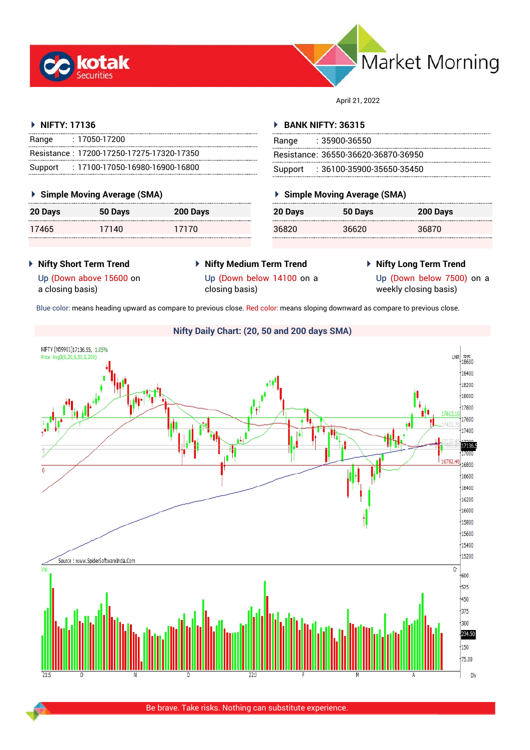# Market Morning

April 21, 2022

## NIFTY: 17136

| | |
|---|---|
| Range | : 17050-17200 |
| Resistance | : 17200-17250-17275-17320-17350 |
| Support | : 17100-17050-16980-16900-16800 |

### Simple Moving Average (SMA)

| 20 Days | 50 Days | 200 Days |
|---|---|---|
| 17465 | 17140 | 17170 |

## BANK NIFTY: 36315

| | |
|---|---|
| Range | : 35900-36550 |
| Resistance | : 36550-36620-36870-36950 |
| Support | : 36100-35900-35650-35450 |

### Simple Moving Average (SMA)

| 20 Days | 50 Days | 200 Days |
|---|---|---|
| 36820 | 36620 | 36870 |

### Nifty Short Term Trend

Up (Down above 15600 on a closing basis)

### Nifty Medium Term Trend

Up (Down below 14100 on a closing basis)

### Nifty Long Term Trend

Up (Down below 7500) on a weekly closing basis)

Blue color: means heading upward as compare to previous close. Red color: means sloping downward as compare to previous close.

### Nifty Daily Chart: (20, 50 and 200 days SMA)

Be brave. Take risks. Nothing can substitute experience.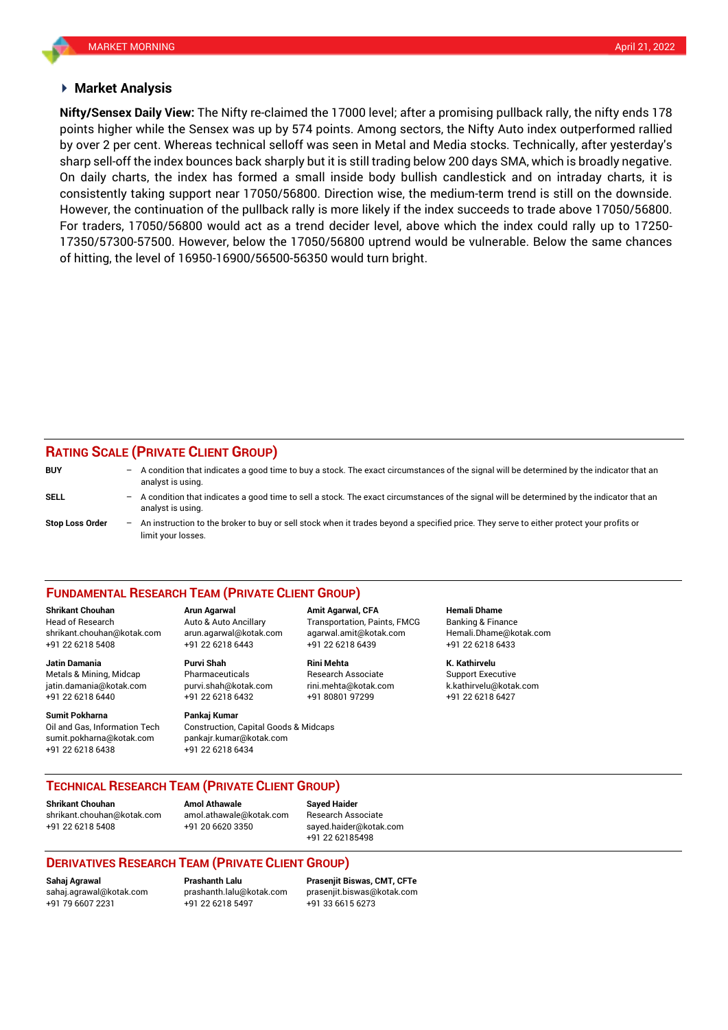## Market Analysis

**Nifty/Sensex Daily View:** The Nifty re-claimed the 17000 level; after a promising pullback rally, the nifty ends 178 points higher while the Sensex was up by 574 points. Among sectors, the Nifty Auto index outperformed rallied by over 2 per cent. Whereas technical selloff was seen in Metal and Media stocks. Technically, after yesterday's sharp sell-off the index bounces back sharply but it is still trading below 200 days SMA, which is broadly negative. On daily charts, the index has formed a small inside body bullish candlestick and on intraday charts, it is consistently taking support near 17050/56800. Direction wise, the medium-term trend is still on the downside. However, the continuation of the pullback rally is more likely if the index succeeds to trade above 17050/56800. For traders, 17050/56800 would act as a trend decider level, above which the index could rally up to 17250-17350/57300-57500. However, below the 17050/56800 uptrend would be vulnerable. Below the same chances of hitting, the level of 16950-16900/56500-56350 would turn bright.

## RATING SCALE (PRIVATE CLIENT GROUP)

**BUY** – A condition that indicates a good time to buy a stock. The exact circumstances of the signal will be determined by the indicator that an analyst is using.

**SELL** – A condition that indicates a good time to sell a stock. The exact circumstances of the signal will be determined by the indicator that an analyst is using.

**Stop Loss Order** – An instruction to the broker to buy or sell stock when it trades beyond a specified price. They serve to either protect your profits or limit your losses.

## FUNDAMENTAL RESEARCH TEAM (PRIVATE CLIENT GROUP)

**Shrikant Chouhan**
Head of Research
shrikant.chouhan@kotak.com
+91 22 6218 5408

**Arun Agarwal**
Auto & Auto Ancillary
arun.agarwal@kotak.com
+91 22 6218 6443

**Amit Agarwal, CFA**
Transportation, Paints, FMCG
agarwal.amit@kotak.com
+91 22 6218 6439

**Hemali Dhame**
Banking & Finance
Hemali.Dhame@kotak.com
+91 22 6218 6433

**Jatin Damania**
Metals & Mining, Midcap
jatin.damania@kotak.com
+91 22 6218 6440

**Purvi Shah**
Pharmaceuticals
purvi.shah@kotak.com
+91 22 6218 6432

**Rini Mehta**
Research Associate
rini.mehta@kotak.com
+91 80801 97299

**K. Kathirvelu**
Support Executive
k.kathirvelu@kotak.com
+91 22 6218 6427

**Sumit Pokharna**
Oil and Gas, Information Tech
sumit.pokharna@kotak.com
+91 22 6218 6438

**Pankaj Kumar**
Construction, Capital Goods & Midcaps
pankajr.kumar@kotak.com
+91 22 6218 6434

## TECHNICAL RESEARCH TEAM (PRIVATE CLIENT GROUP)

**Shrikant Chouhan**
shrikant.chouhan@kotak.com
+91 22 6218 5408

**Amol Athawale**
amol.athawale@kotak.com
+91 20 6620 3350

**Sayed Haider**
Research Associate
sayed.haider@kotak.com
+91 22 62185498

## DERIVATIVES RESEARCH TEAM (PRIVATE CLIENT GROUP)

**Sahaj Agrawal**
sahaj.agrawal@kotak.com
+91 79 6607 2231

**Prashanth Lalu**
prashanth.lalu@kotak.com
+91 22 6218 5497

**Prasenjit Biswas, CMT, CFTe**
prasenjit.biswas@kotak.com
+91 33 6615 6273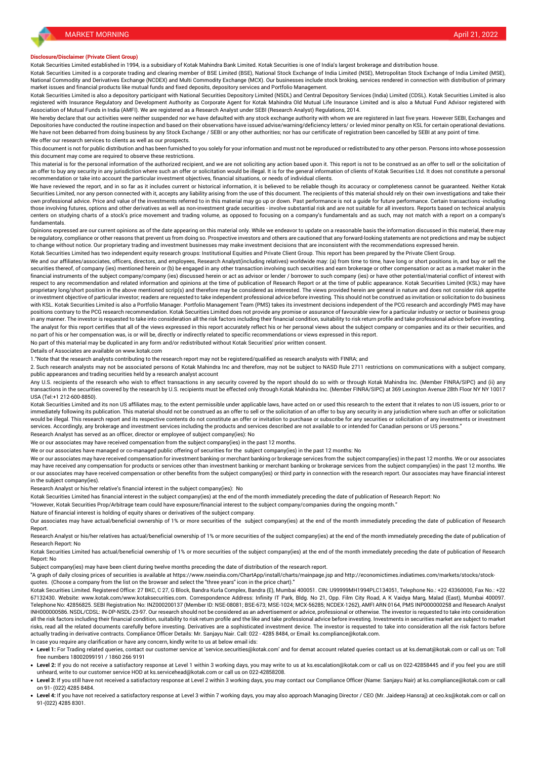**Disclosure/Disclaimer (Private Client Group)**

Kotak Securities Limited established in 1994, is a subsidiary of Kotak Mahindra Bank Limited. Kotak Securities is one of India's largest brokerage and distribution house.

Kotak Securities Limited is a corporate trading and clearing member of BSE Limited (BSE), National Stock Exchange of India Limited (NSE), Metropolitan Stock Exchange of India Limited (MSE), National Commodity and Derivatives Exchange (NCDEX) and Multi Commodity Exchange (MCX). Our businesses include stock broking, services rendered in connection with distribution of primary market issues and financial products like mutual funds and fixed deposits, depository services and Portfolio Management.

Kotak Securities Limited is also a depository participant with National Securities Depository Limited (NSDL) and Central Depository Services (India) Limited (CDSL). Kotak Securities Limited is also registered with Insurance Regulatory and Development Authority as Corporate Agent for Kotak Mahindra Old Mutual Life Insurance Limited and is also a Mutual Fund Advisor registered with Association of Mutual Funds in India (AMFI). We are registered as a Research Analyst under SEBI (Research Analyst) Regulations, 2014.

We hereby declare that our activities were neither suspended nor we have defaulted with any stock exchange authority with whom we are registered in last five years. However SEBI, Exchanges and Depositories have conducted the routine inspection and based on their observations have issued advise/warning/deficiency letters/ or levied minor penalty on KSL for certain operational deviations. We have not been debarred from doing business by any Stock Exchange / SEBI or any other authorities; nor has our certificate of registration been cancelled by SEBI at any point of time.

We offer our research services to clients as well as our prospects.

This document is not for public distribution and has been furnished to you solely for your information and must not be reproduced or redistributed to any other person. Persons into whose possession this document may come are required to observe these restrictions.

This material is for the personal information of the authorized recipient, and we are not soliciting any action based upon it. This report is not to be construed as an offer to sell or the solicitation of an offer to buy any security in any jurisdiction where such an offer or solicitation would be illegal. It is for the general information of clients of Kotak Securities Ltd. It does not constitute a personal recommendation or take into account the particular investment objectives, financial situations, or needs of individual clients.

We have reviewed the report, and in so far as it includes current or historical information, it is believed to be reliable though its accuracy or completeness cannot be guaranteed. Neither Kotak Securities Limited, nor any person connected with it, accepts any liability arising from the use of this document. The recipients of this material should rely on their own investigations and take their own professional advice. Price and value of the investments referred to in this material may go up or down. Past performance is not a guide for future performance. Certain transactions -including those involving futures, options and other derivatives as well as non-investment grade securities - involve substantial risk and are not suitable for all investors. Reports based on technical analysis centers on studying charts of a stock's price movement and trading volume, as opposed to focusing on a company's fundamentals and as such, may not match with a report on a company's fundamentals.

Opinions expressed are our current opinions as of the date appearing on this material only. While we endeavor to update on a reasonable basis the information discussed in this material, there may be regulatory, compliance or other reasons that prevent us from doing so. Prospective investors and others are cautioned that any forward-looking statements are not predictions and may be subject to change without notice. Our proprietary trading and investment businesses may make investment decisions that are inconsistent with the recommendations expressed herein.

Kotak Securities Limited has two independent equity research groups: Institutional Equities and Private Client Group. This report has been prepared by the Private Client Group.

We and our affiliates/associates, officers, directors, and employees, Research Analyst(including relatives) worldwide may: (a) from time to time, have long or short positions in, and buy or sell the securities thereof, of company (ies) mentioned herein or (b) be engaged in any other transaction involving such securities and earn brokerage or other compensation or act as a market maker in the financial instruments of the subject company/company (ies) discussed herein or act as advisor or lender / borrower to such company (ies) or have other potential/material conflict of interest with respect to any recommendation and related information and opinions at the time of publication of Research Report or at the time of public appearance. Kotak Securities Limited (KSL) may have proprietary long/short position in the above mentioned scrip(s) and therefore may be considered as interested. The views provided herein are general in nature and does not consider risk appetite or investment objective of particular investor; readers are requested to take independent professional advice before investing. This should not be construed as invitation or solicitation to do business with KSL. Kotak Securities Limited is also a Portfolio Manager. Portfolio Management Team (PMS) takes its investment decisions independent of the PCG research and accordingly PMS may have positions contrary to the PCG research recommendation. Kotak Securities Limited does not provide any promise or assurance of favourable view for a particular industry or sector or business group in any manner. The investor is requested to take into consideration all the risk factors including their financial condition, suitability to risk return profile and take professional advice before investing.

The analyst for this report certifies that all of the views expressed in this report accurately reflect his or her personal views about the subject company or companies and its or their securities, and no part of his or her compensation was, is or will be, directly or indirectly related to specific recommendations or views expressed in this report.

No part of this material may be duplicated in any form and/or redistributed without Kotak Securities' prior written consent.

Details of Associates are available on www.kotak.com

1."Note that the research analysts contributing to the research report may not be registered/qualified as research analysts with FINRA; and

2. Such research analysts may not be associated persons of Kotak Mahindra Inc and therefore, may not be subject to NASD Rule 2711 restrictions on communications with a subject company, public appearances and trading securities held by a research analyst account

Any U.S. recipients of the research who wish to effect transactions in any security covered by the report should do so with or through Kotak Mahindra Inc. (Member FINRA/SIPC) and (ii) any transactions in the securities covered by the research by U.S. recipients must be effected only through Kotak Mahindra Inc. (Member FINRA/SIPC) at 369 Lexington Avenue 28th Floor NY NY 10017 USA (Tel:+1 212-600-8850).

Kotak Securities Limited and its non US affiliates may, to the extent permissible under applicable laws, have acted on or used this research to the extent that it relates to non US issuers, prior to or immediately following its publication. This material should not be construed as an offer to sell or the solicitation of an offer to buy any security in any jurisdiction where such an offer or solicitation would be illegal. This research report and its respective contents do not constitute an offer or invitation to purchase or subscribe for any securities or solicitation of any investments or investment services. Accordingly, any brokerage and investment services including the products and services described are not available to or intended for Canadian persons or US persons."

Research Analyst has served as an officer, director or employee of subject company(ies): No

We or our associates may have received compensation from the subject company(ies) in the past 12 months.

We or our associates have managed or co-managed public offering of securities for the subject company(ies) in the past 12 months: No

We or our associates may have received compensation for investment banking or merchant banking or brokerage services from the subject company(ies) in the past 12 months. We or our associates may have received any compensation for products or services other than investment banking or merchant banking or brokerage services from the subject company(ies) in the past 12 months. We or our associates may have received compensation or other benefits from the subject company(ies) or third party in connection with the research report. Our associates may have financial interest in the subject company(ies).

Research Analyst or his/her relative's financial interest in the subject company(ies): No

Kotak Securities Limited has financial interest in the subject company(ies) at the end of the month immediately preceding the date of publication of Research Report: No

"However, Kotak Securities Prop/Arbitrage team could have exposure/financial interest to the subject company/companies during the ongoing month."

Nature of financial interest is holding of equity shares or derivatives of the subject company.

Our associates may have actual/beneficial ownership of 1% or more securities of the subject company(ies) at the end of the month immediately preceding the date of publication of Research Report.

Research Analyst or his/her relatives has actual/beneficial ownership of 1% or more securities of the subject company(ies) at the end of the month immediately preceding the date of publication of Research Report: No

Kotak Securities Limited has actual/beneficial ownership of 1% or more securities of the subject company(ies) at the end of the month immediately preceding the date of publication of Research Report: No

Subject company(ies) may have been client during twelve months preceding the date of distribution of the research report.

"A graph of daily closing prices of securities is available at https://www.nseindia.com/ChartApp/install/charts/mainpage.jsp and http://economictimes.indiatimes.com/markets/stocks/stock-quotes. (Choose a company from the list on the browser and select the "three years" icon in the price chart)."

Kotak Securities Limited. Registered Office: 27 BKC, C 27, G Block, Bandra Kurla Complex, Bandra (E), Mumbai 400051. CIN: U99999MH1994PLC134051, Telephone No.: +22 43360000, Fax No.: +22 67132430. Website: www.kotak.com/www.kotaksecurities.com. Correspondence Address: Infinity IT Park, Bldg. No 21, Opp. Film City Road, A K Vaidya Marg, Malad (East), Mumbai 400097. Telephone No: 42856825. SEBI Registration No: INZ000200137 (Member ID: NSE-08081; BSE-673; MSE-1024; MCX-56285; NCDEX-1262), AMFI ARN 0164, PMS INP000000258 and Research Analyst INH000000586. NSDL/CDSL: IN-DP-NSDL-23-97. Our research should not be considered as an advertisement or advice, professional or otherwise. The investor is requested to take into consideration all the risk factors including their financial condition, suitability to risk return profile and the like and take professional advice before investing. Investments in securities market are subject to market risks, read all the related documents carefully before investing. Derivatives are a sophisticated investment device. The investor is requested to take into consideration all the risk factors before actually trading in derivative contracts. Compliance Officer Details: Mr. Sanjayu Nair. Call: 022 - 4285 8484, or Email: ks.compliance@kotak.com.

In case you require any clarification or have any concern, kindly write to us at below email ids:

- **Level 1:** For Trading related queries, contact our customer service at 'service.securities@kotak.com' and for demat account related queries contact us at ks.demat@kotak.com or call us on: Toll free numbers 18002099191 / 1860 266 9191
- **Level 2:** If you do not receive a satisfactory response at Level 1 within 3 working days, you may write to us at ks.escalation@kotak.com or call us on 022-42858445 and if you feel you are still unheard, write to our customer service HOD at ks.servicehead@kotak.com or call us on 022-42858208.
- **Level 3:** If you still have not received a satisfactory response at Level 2 within 3 working days, you may contact our Compliance Officer (Name: Sanjayu Nair) at ks.compliance@kotak.com or call on 91- (022) 4285 8484.
- **Level 4:** If you have not received a satisfactory response at Level 3 within 7 working days, you may also approach Managing Director / CEO (Mr. Jaideep Hansraj) at ceo.ks@kotak.com or call on 91-(022) 4285 8301.